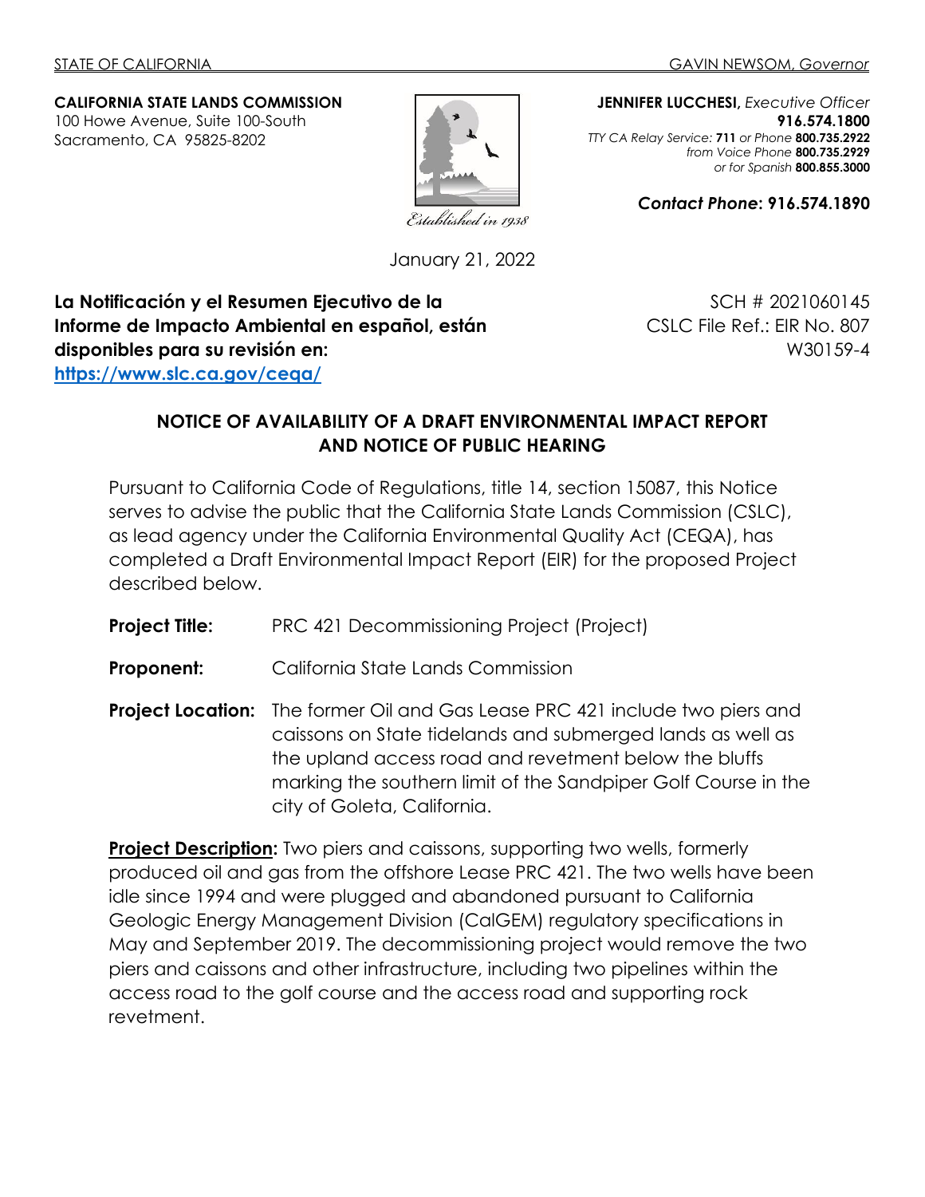STATE OF CALIFORNIA GAVIN NEWSOM, *Governor*

**CALIFORNIA STATE LANDS COMMISSION**
100 Howe Avenue, Suite 100-South
Sacramento, CA 95825-8202

*Established in 1938*

**JENNIFER LUCCHESI,** *Executive Officer*
**916.574.1800**
*TTY CA Relay Service:* **711** *or Phone* **800.735.2922**
*from Voice Phone* **800.735.2929**
*or for Spanish* **800.855.3000**

***Contact Phone*: 916.574.1890**

January 21, 2022

**La Notificación y el Resumen Ejecutivo de la Informe de Impacto Ambiental en español, están disponibles para su revisión en:**
**https://www.slc.ca.gov/ceqa/**

SCH # 2021060145
CSLC File Ref.: EIR No. 807
W30159-4

## NOTICE OF AVAILABILITY OF A DRAFT ENVIRONMENTAL IMPACT REPORT AND NOTICE OF PUBLIC HEARING

Pursuant to California Code of Regulations, title 14, section 15087, this Notice serves to advise the public that the California State Lands Commission (CSLC), as lead agency under the California Environmental Quality Act (CEQA), has completed a Draft Environmental Impact Report (EIR) for the proposed Project described below.

**Project Title:** PRC 421 Decommissioning Project (Project)

**Proponent:** California State Lands Commission

**Project Location:** The former Oil and Gas Lease PRC 421 include two piers and caissons on State tidelands and submerged lands as well as the upland access road and revetment below the bluffs marking the southern limit of the Sandpiper Golf Course in the city of Goleta, California.

**Project Description:** Two piers and caissons, supporting two wells, formerly produced oil and gas from the offshore Lease PRC 421. The two wells have been idle since 1994 and were plugged and abandoned pursuant to California Geologic Energy Management Division (CalGEM) regulatory specifications in May and September 2019. The decommissioning project would remove the two piers and caissons and other infrastructure, including two pipelines within the access road to the golf course and the access road and supporting rock revetment.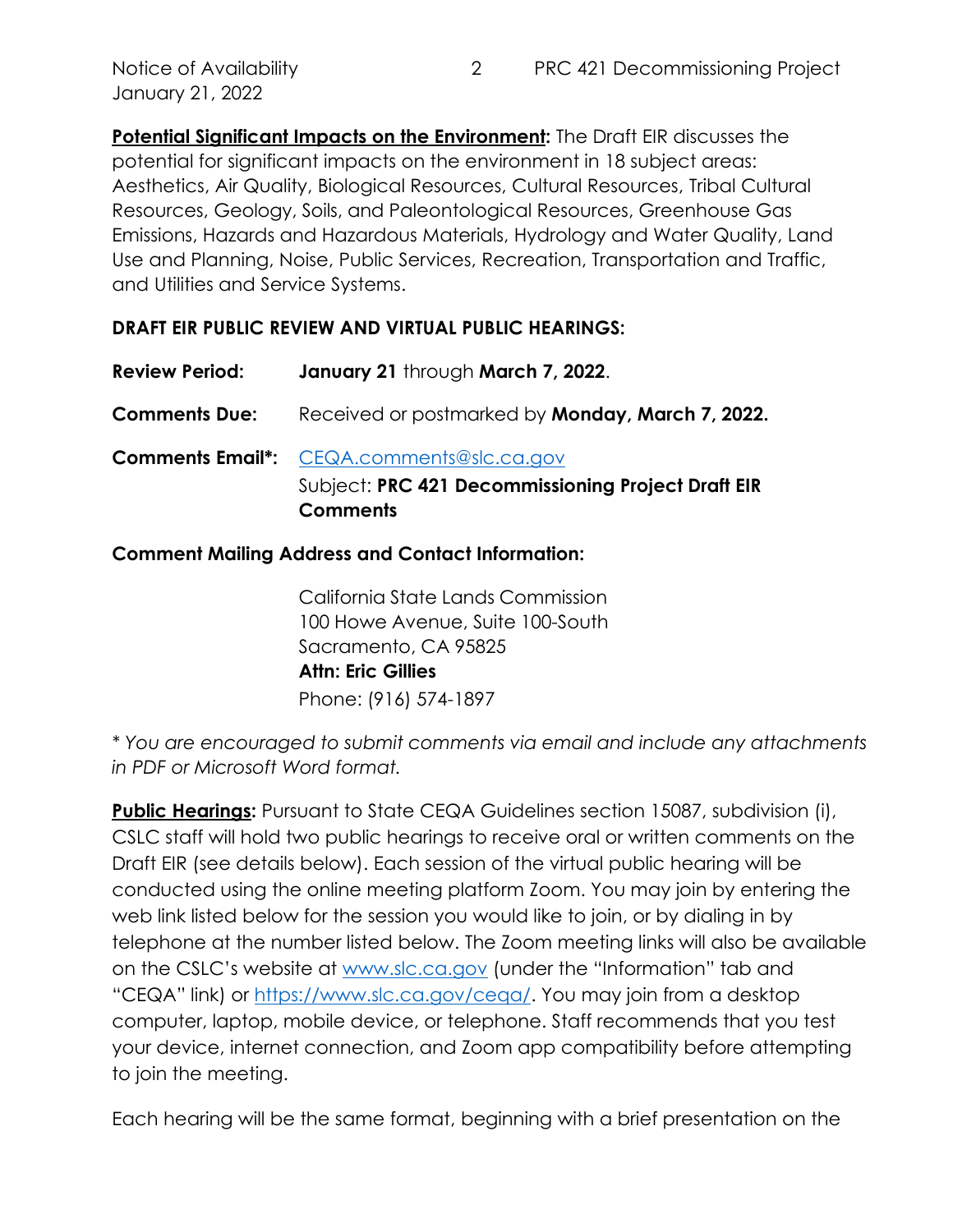**Potential Significant Impacts on the Environment:** The Draft EIR discusses the potential for significant impacts on the environment in 18 subject areas: Aesthetics, Air Quality, Biological Resources, Cultural Resources, Tribal Cultural Resources, Geology, Soils, and Paleontological Resources, Greenhouse Gas Emissions, Hazards and Hazardous Materials, Hydrology and Water Quality, Land Use and Planning, Noise, Public Services, Recreation, Transportation and Traffic, and Utilities and Service Systems.

**DRAFT EIR PUBLIC REVIEW AND VIRTUAL PUBLIC HEARINGS:**

**Review Period:** **January 21** through **March 7, 2022**.

**Comments Due:** Received or postmarked by **Monday, March 7, 2022.**

**Comments Email*:** CEQA.comments@slc.ca.gov
Subject: **PRC 421 Decommissioning Project Draft EIR Comments**

**Comment Mailing Address and Contact Information:**

California State Lands Commission
100 Howe Avenue, Suite 100-South
Sacramento, CA 95825
**Attn: Eric Gillies**
Phone: (916) 574-1897

* *You are encouraged to submit comments via email and include any attachments in PDF or Microsoft Word format.*

**Public Hearings:** Pursuant to State CEQA Guidelines section 15087, subdivision (i), CSLC staff will hold two public hearings to receive oral or written comments on the Draft EIR (see details below). Each session of the virtual public hearing will be conducted using the online meeting platform Zoom. You may join by entering the web link listed below for the session you would like to join, or by dialing in by telephone at the number listed below. The Zoom meeting links will also be available on the CSLC's website at www.slc.ca.gov (under the "Information" tab and "CEQA" link) or https://www.slc.ca.gov/ceqa/. You may join from a desktop computer, laptop, mobile device, or telephone. Staff recommends that you test your device, internet connection, and Zoom app compatibility before attempting to join the meeting.

Each hearing will be the same format, beginning with a brief presentation on the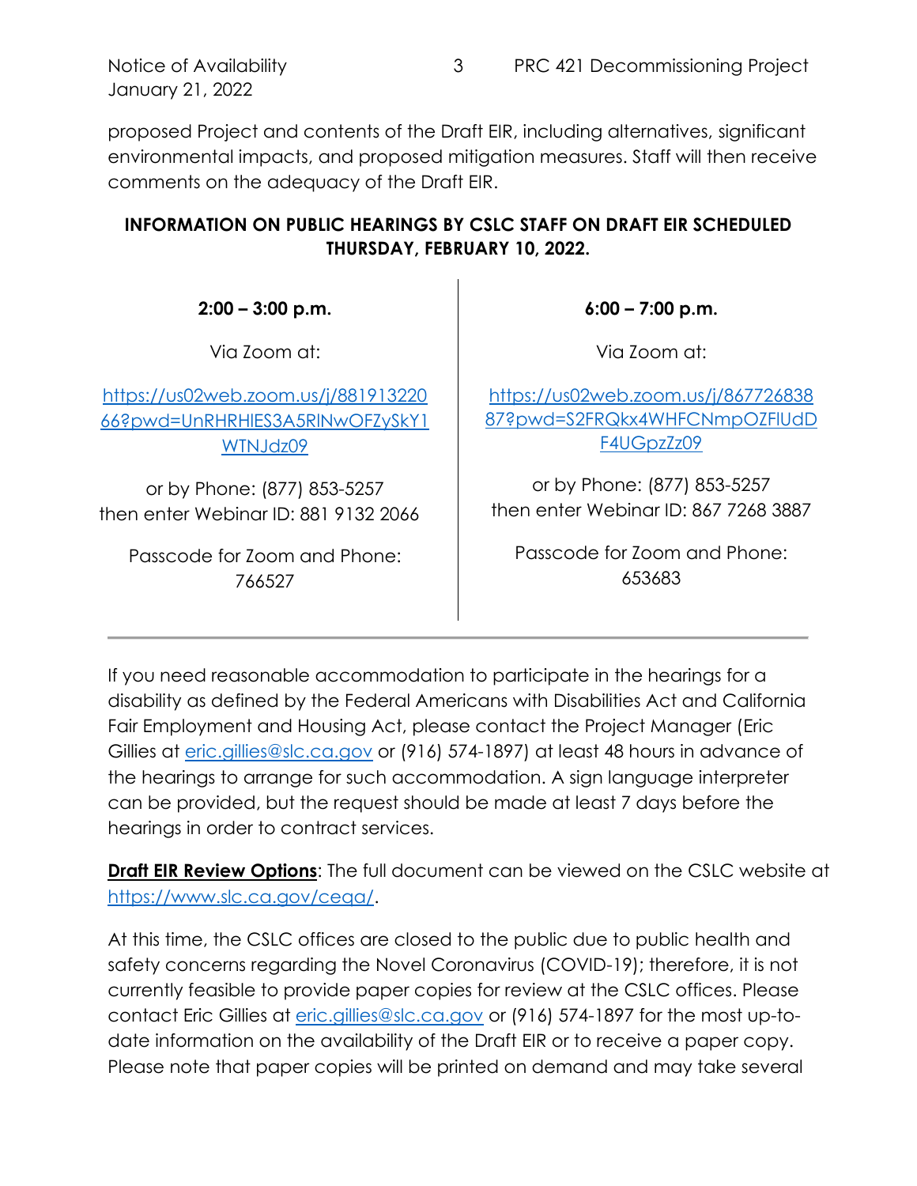proposed Project and contents of the Draft EIR, including alternatives, significant environmental impacts, and proposed mitigation measures. Staff will then receive comments on the adequacy of the Draft EIR.

**INFORMATION ON PUBLIC HEARINGS BY CSLC STAFF ON DRAFT EIR SCHEDULED THURSDAY, FEBRUARY 10, 2022.**

| **2:00 – 3:00 p.m.** | **6:00 – 7:00 p.m.** |
| --- | --- |
| Via Zoom at: | Via Zoom at: |
| https://us02web.zoom.us/j/88191322066?pwd=UnRHRHlES3A5RlNwOFZySkY1WTNJdz09 | https://us02web.zoom.us/j/86772683887?pwd=S2FRQkx4WHFCNmpOZFlUdDF4UGpzZz09 |
| or by Phone: (877) 853-5257 then enter Webinar ID: 881 9132 2066 | or by Phone: (877) 853-5257 then enter Webinar ID: 867 7268 3887 |
| Passcode for Zoom and Phone: 766527 | Passcode for Zoom and Phone: 653683 |

If you need reasonable accommodation to participate in the hearings for a disability as defined by the Federal Americans with Disabilities Act and California Fair Employment and Housing Act, please contact the Project Manager (Eric Gillies at eric.gillies@slc.ca.gov or (916) 574-1897) at least 48 hours in advance of the hearings to arrange for such accommodation. A sign language interpreter can be provided, but the request should be made at least 7 days before the hearings in order to contract services.

**Draft EIR Review Options**: The full document can be viewed on the CSLC website at https://www.slc.ca.gov/ceqa/.

At this time, the CSLC offices are closed to the public due to public health and safety concerns regarding the Novel Coronavirus (COVID-19); therefore, it is not currently feasible to provide paper copies for review at the CSLC offices. Please contact Eric Gillies at eric.gillies@slc.ca.gov or (916) 574-1897 for the most up-to-date information on the availability of the Draft EIR or to receive a paper copy. Please note that paper copies will be printed on demand and may take several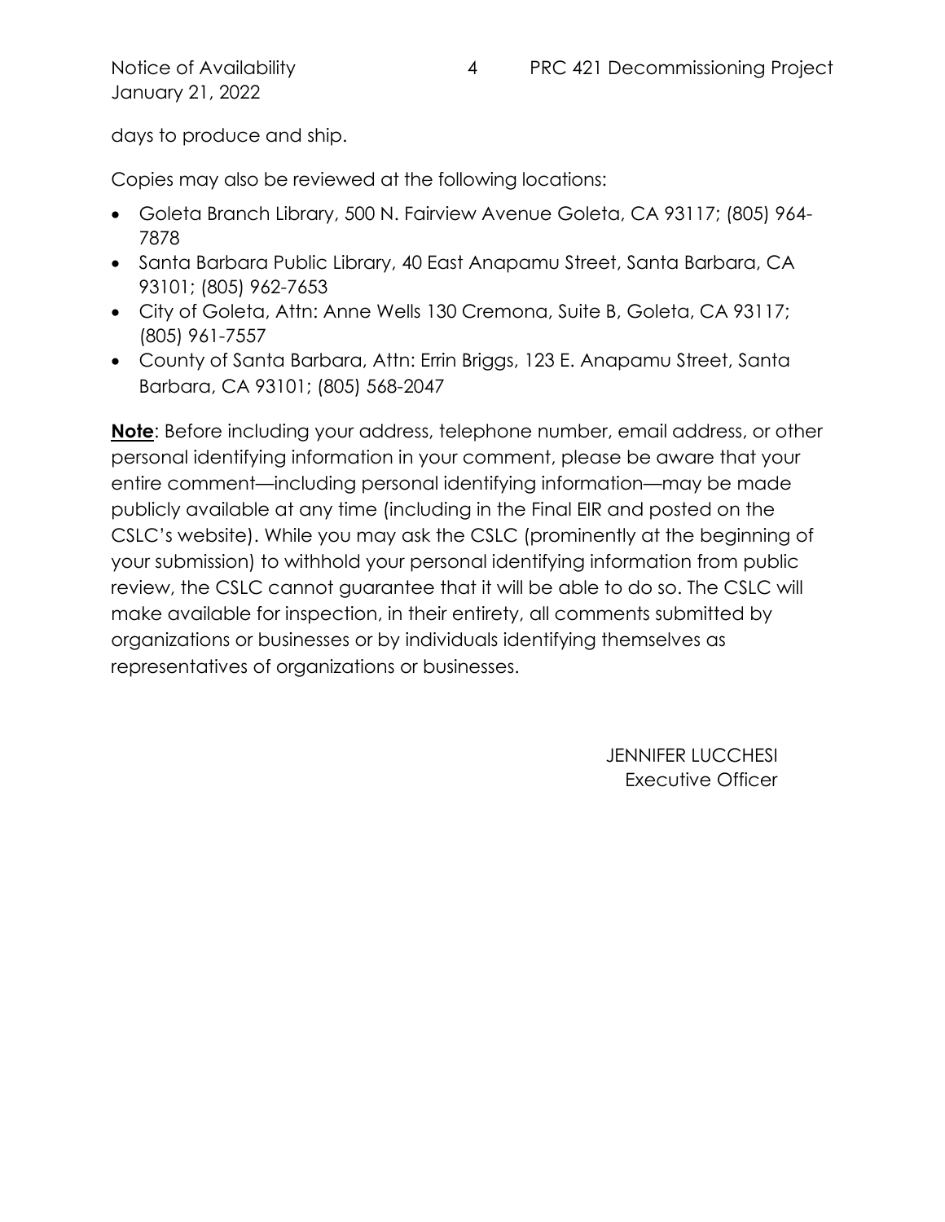days to produce and ship.

Copies may also be reviewed at the following locations:

- Goleta Branch Library, 500 N. Fairview Avenue Goleta, CA 93117; (805) 964-7878
- Santa Barbara Public Library, 40 East Anapamu Street, Santa Barbara, CA 93101; (805) 962-7653
- City of Goleta, Attn: Anne Wells 130 Cremona, Suite B, Goleta, CA 93117; (805) 961-7557
- County of Santa Barbara, Attn: Errin Briggs, 123 E. Anapamu Street, Santa Barbara, CA 93101; (805) 568-2047

**Note**: Before including your address, telephone number, email address, or other personal identifying information in your comment, please be aware that your entire comment—including personal identifying information—may be made publicly available at any time (including in the Final EIR and posted on the CSLC's website). While you may ask the CSLC (prominently at the beginning of your submission) to withhold your personal identifying information from public review, the CSLC cannot guarantee that it will be able to do so. The CSLC will make available for inspection, in their entirety, all comments submitted by organizations or businesses or by individuals identifying themselves as representatives of organizations or businesses.

JENNIFER LUCCHESI
Executive Officer